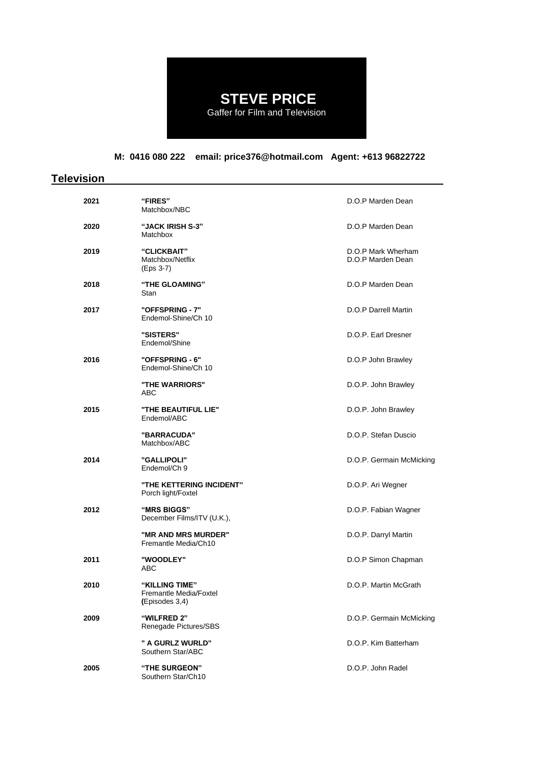# STEVE PRICE

Gaffer for Film and Television

**M: 0416 080 222 email: price376@hotmail.com Agent: +613 96822722**

## Television

| | | |
|---|---|---|
| **2021** | **"FIRES"**<br>Matchbox/NBC | D.O.P Marden Dean |
| **2020** | **"JACK IRISH S-3"**<br>Matchbox | D.O.P Marden Dean |
| **2019** | **"CLICKBAIT"**<br>Matchbox/Netflix<br>(Eps 3-7) | D.O.P Mark Wherham<br>D.O.P Marden Dean |
| **2018** | **"THE GLOAMING"**<br>Stan | D.O.P Marden Dean |
| **2017** | **"OFFSPRING - 7"**<br>Endemol-Shine/Ch 10 | D.O.P Darrell Martin |
| | **"SISTERS"**<br>Endemol/Shine | D.O.P. Earl Dresner |
| **2016** | **"OFFSPRING - 6"**<br>Endemol-Shine/Ch 10 | D.O.P John Brawley |
| | **"THE WARRIORS"**<br>ABC | D.O.P. John Brawley |
| **2015** | **"THE BEAUTIFUL LIE"**<br>Endemol/ABC | D.O.P. John Brawley |
| | **"BARRACUDA"**<br>Matchbox/ABC | D.O.P. Stefan Duscio |
| **2014** | **"GALLIPOLI"**<br>Endemol/Ch 9 | D.O.P. Germain McMicking |
| | **"THE KETTERING INCIDENT"**<br>Porch light/Foxtel | D.O.P. Ari Wegner |
| **2012** | **"MRS BIGGS"**<br>December Films/ITV (U.K.), | D.O.P. Fabian Wagner |
| | **"MR AND MRS MURDER"**<br>Fremantle Media/Ch10 | D.O.P. Darryl Martin |
| **2011** | **"WOODLEY"**<br>ABC | D.O.P Simon Chapman |
| **2010** | **"KILLING TIME"**<br>Fremantle Media/Foxtel<br>(Episodes 3,4) | D.O.P. Martin McGrath |
| **2009** | **"WILFRED 2"**<br>Renegade Pictures/SBS | D.O.P. Germain McMicking |
| | **" A GURLZ WURLD"**<br>Southern Star/ABC | D.O.P. Kim Batterham |
| **2005** | **"THE SURGEON"**<br>Southern Star/Ch10 | D.O.P. John Radel |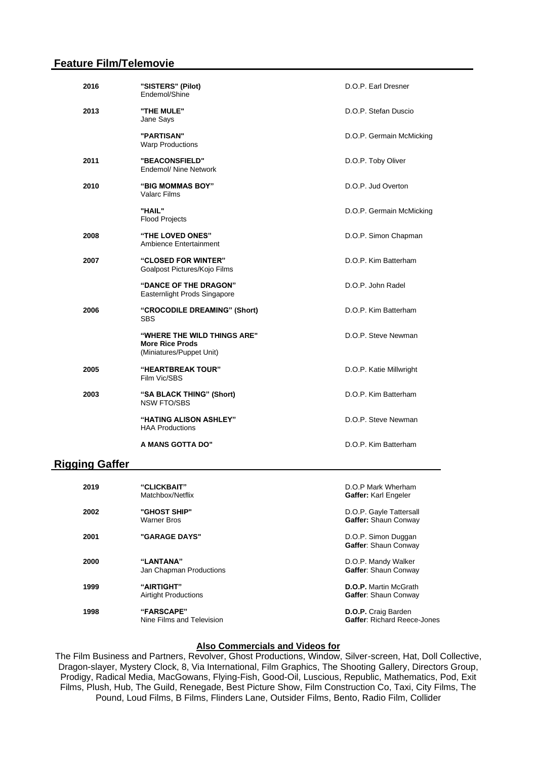## Feature Film/Telemovie

| | | |
|---|---|---|
| **2016** | **"SISTERS" (Pilot)**<br>Endemol/Shine | D.O.P. Earl Dresner |
| **2013** | **"THE MULE"**<br>Jane Says | D.O.P. Stefan Duscio |
| | **"PARTISAN"**<br>Warp Productions | D.O.P. Germain McMicking |
| **2011** | **"BEACONSFIELD"**<br>Endemol/ Nine Network | D.O.P. Toby Oliver |
| **2010** | **"BIG MOMMAS BOY"**<br>Valarc Films | D.O.P. Jud Overton |
| | **"HAIL"**<br>Flood Projects | D.O.P. Germain McMicking |
| **2008** | **"THE LOVED ONES"**<br>Ambience Entertainment | D.O.P. Simon Chapman |
| **2007** | **"CLOSED FOR WINTER"**<br>Goalpost Pictures/Kojo Films | D.O.P. Kim Batterham |
| | **"DANCE OF THE DRAGON"**<br>Easternlight Prods Singapore | D.O.P. John Radel |
| **2006** | **"CROCODILE DREAMING" (Short)**<br>SBS | D.O.P. Kim Batterham |
| | **"WHERE THE WILD THINGS ARE"**<br>**More Rice Prods**<br>(Miniatures/Puppet Unit) | D.O.P. Steve Newman |
| **2005** | **"HEARTBREAK TOUR"**<br>Film Vic/SBS | D.O.P. Katie Millwright |
| **2003** | **"SA BLACK THING" (Short)**<br>NSW FTO/SBS | D.O.P. Kim Batterham |
| | **"HATING ALISON ASHLEY"**<br>HAA Productions | D.O.P. Steve Newman |
| | **A MANS GOTTA DO"** | D.O.P. Kim Batterham |

## Rigging Gaffer

| | | |
|---|---|---|
| **2019** | **"CLICKBAIT"**<br>Matchbox/Netflix | D.O.P Mark Wherham<br>**Gaffer:** Karl Engeler |
| **2002** | **"GHOST SHIP"**<br>Warner Bros | D.O.P. Gayle Tattersall<br>**Gaffer:** Shaun Conway |
| **2001** | **"GARAGE DAYS"** | D.O.P. Simon Duggan<br>**Gaffer**: Shaun Conway |
| **2000** | **"LANTANA"**<br>Jan Chapman Productions | D.O.P. Mandy Walker<br>**Gaffer**: Shaun Conway |
| **1999** | **"AIRTIGHT"**<br>Airtight Productions | **D.O.P.** Martin McGrath<br>**Gaffer**: Shaun Conway |
| **1998** | **"FARSCAPE"**<br>Nine Films and Television | **D.O.P.** Craig Barden<br>**Gaffer**: Richard Reece-Jones |

**Also Commercials and Videos for**

The Film Business and Partners, Revolver, Ghost Productions, Window, Silver-screen, Hat, Doll Collective, Dragon-slayer, Mystery Clock, 8, Via International, Film Graphics, The Shooting Gallery, Directors Group, Prodigy, Radical Media, MacGowans, Flying-Fish, Good-Oil, Luscious, Republic, Mathematics, Pod, Exit Films, Plush, Hub, The Guild, Renegade, Best Picture Show, Film Construction Co, Taxi, City Films, The Pound, Loud Films, B Films, Flinders Lane, Outsider Films, Bento, Radio Film, Collider